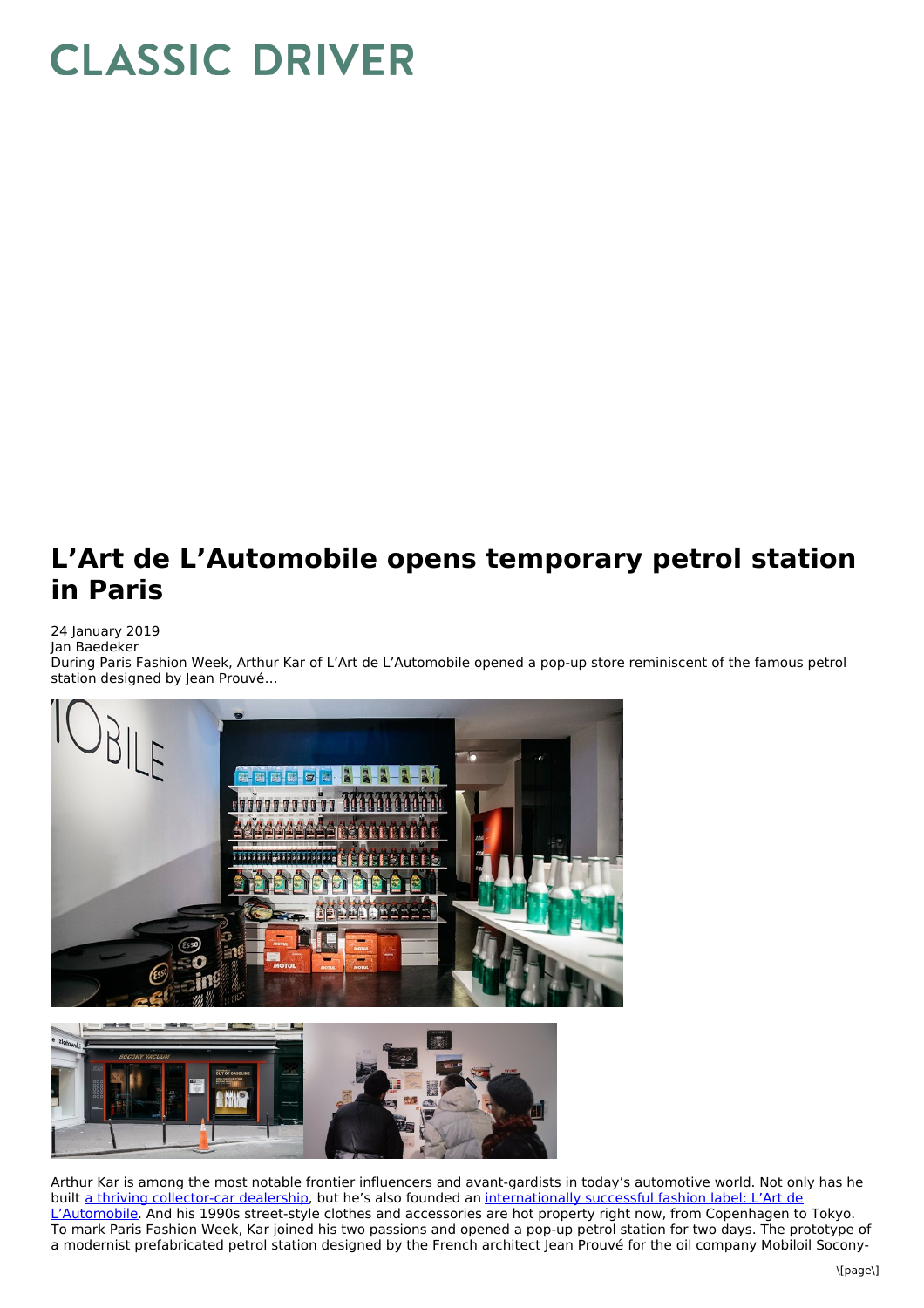# CLASSIC DRIVER

# L'Art de L'Automobile opens temporary petrol station in Paris

24 January 2019
Jan Baedeker
During Paris Fashion Week, Arthur Kar of L'Art de L'Automobile opened a pop-up store reminiscent of the famous petrol station designed by Jean Prouvé…

Arthur Kar is among the most notable frontier influencers and avant-gardists in today's automotive world. Not only has he built [a thriving collector-car dealership](), but he's also founded an [internationally successful fashion label: L'Art de L'Automobile](). And his 1990s street-style clothes and accessories are hot property right now, from Copenhagen to Tokyo. To mark Paris Fashion Week, Kar joined his two passions and opened a pop-up petrol station for two days. The prototype of a modernist prefabricated petrol station designed by the French architect Jean Prouvé for the oil company Mobiloil Socony-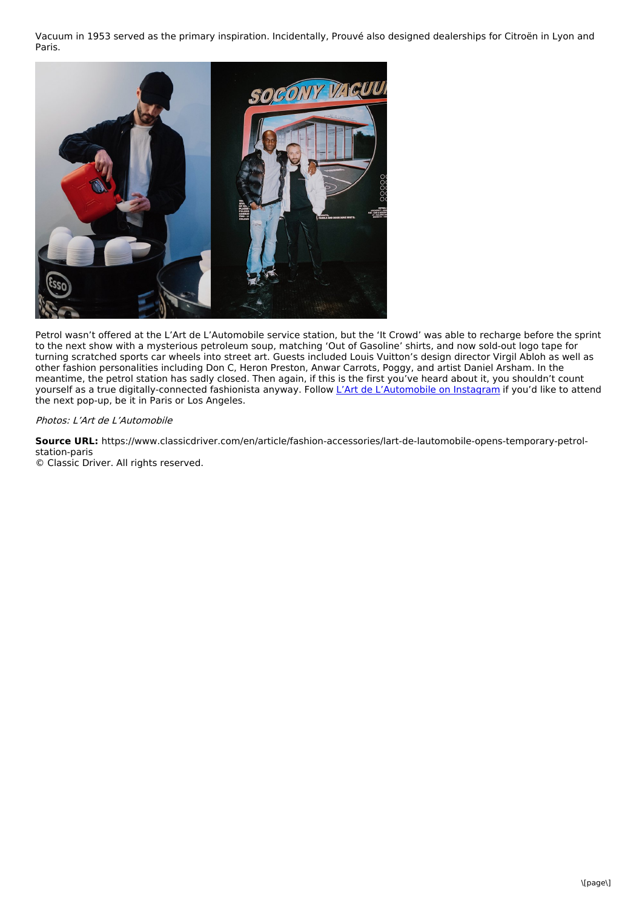Vacuum in 1953 served as the primary inspiration. Incidentally, Prouvé also designed dealerships for Citroën in Lyon and Paris.

Petrol wasn't offered at the L'Art de L'Automobile service station, but the 'It Crowd' was able to recharge before the sprint to the next show with a mysterious petroleum soup, matching 'Out of Gasoline' shirts, and now sold-out logo tape for turning scratched sports car wheels into street art. Guests included Louis Vuitton's design director Virgil Abloh as well as other fashion personalities including Don C, Heron Preston, Anwar Carrots, Poggy, and artist Daniel Arsham. In the meantime, the petrol station has sadly closed. Then again, if this is the first you've heard about it, you shouldn't count yourself as a true digitally-connected fashionista anyway. Follow [L'Art de L'Automobile on Instagram]() if you'd like to attend the next pop-up, be it in Paris or Los Angeles.

*Photos: L'Art de L'Automobile*

**Source URL:** https://www.classicdriver.com/en/article/fashion-accessories/lart-de-lautomobile-opens-temporary-petrol-station-paris
© Classic Driver. All rights reserved.